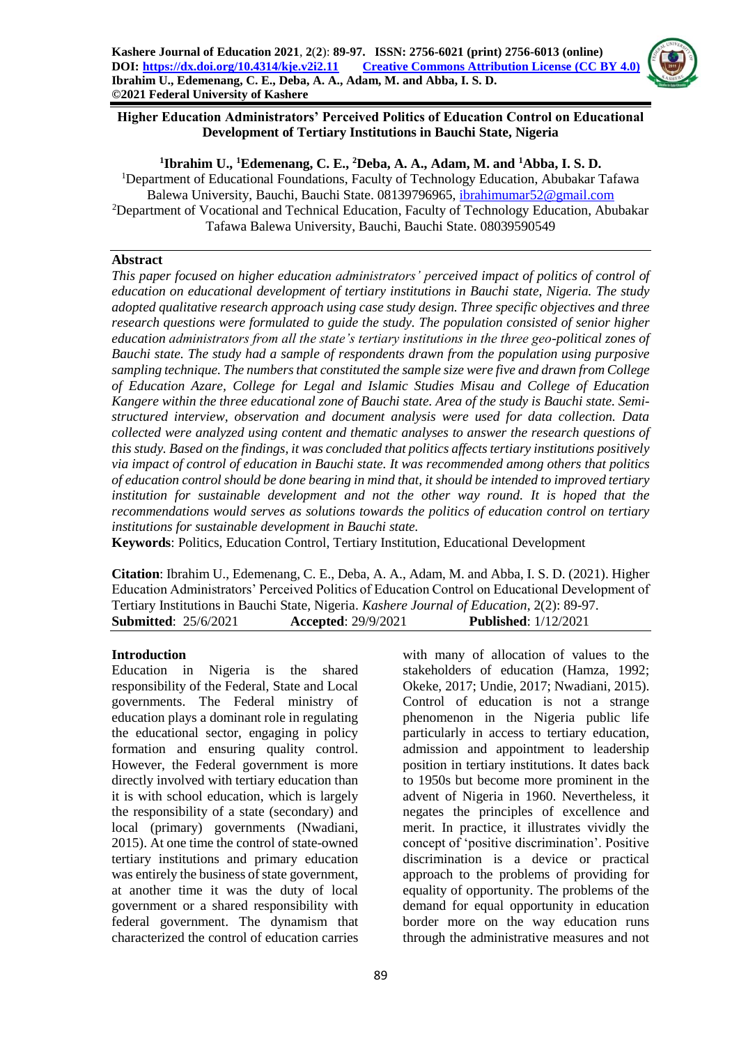Kashere Journal of Education 2021, 2(2): 89-97. ISSN: 2756-6021 (print) 2756-6013 (online)
DOI: https://dx.doi.org/10.4314/kje.v2i2.11 Creative Commons Attribution License (CC BY 4.0)
Ibrahim U., Edemenang, C. E., Deba, A. A., Adam, M. and Abba, I. S. D.
©2021 Federal University of Kashere

# Higher Education Administrators' Perceived Politics of Education Control on Educational Development of Tertiary Institutions in Bauchi State, Nigeria

**[1]Ibrahim U., [1]Edemenang, C. E., [2]Deba, A. A., Adam, M. and [1]Abba, I. S. D.**

[1]Department of Educational Foundations, Faculty of Technology Education, Abubakar Tafawa Balewa University, Bauchi, Bauchi State. 08139796965, ibrahimumar52@gmail.com

[2]Department of Vocational and Technical Education, Faculty of Technology Education, Abubakar Tafawa Balewa University, Bauchi, Bauchi State. 08039590549

## Abstract

*This paper focused on higher education administrators' perceived impact of politics of control of education on educational development of tertiary institutions in Bauchi state, Nigeria. The study adopted qualitative research approach using case study design. Three specific objectives and three research questions were formulated to guide the study. The population consisted of senior higher education administrators from all the state's tertiary institutions in the three geo-political zones of Bauchi state. The study had a sample of respondents drawn from the population using purposive sampling technique. The numbers that constituted the sample size were five and drawn from College of Education Azare, College for Legal and Islamic Studies Misau and College of Education Kangere within the three educational zone of Bauchi state. Area of the study is Bauchi state. Semi-structured interview, observation and document analysis were used for data collection. Data collected were analyzed using content and thematic analyses to answer the research questions of this study. Based on the findings, it was concluded that politics affects tertiary institutions positively via impact of control of education in Bauchi state. It was recommended among others that politics of education control should be done bearing in mind that, it should be intended to improved tertiary institution for sustainable development and not the other way round. It is hoped that the recommendations would serves as solutions towards the politics of education control on tertiary institutions for sustainable development in Bauchi state.*

**Keywords**: Politics, Education Control, Tertiary Institution, Educational Development

**Citation**: Ibrahim U., Edemenang, C. E., Deba, A. A., Adam, M. and Abba, I. S. D. (2021). Higher Education Administrators' Perceived Politics of Education Control on Educational Development of Tertiary Institutions in Bauchi State, Nigeria. *Kashere Journal of Education*, 2(2): 89-97.

**Submitted**: 25/6/2021 **Accepted**: 29/9/2021 **Published**: 1/12/2021

## Introduction

Education in Nigeria is the shared responsibility of the Federal, State and Local governments. The Federal ministry of education plays a dominant role in regulating the educational sector, engaging in policy formation and ensuring quality control. However, the Federal government is more directly involved with tertiary education than it is with school education, which is largely the responsibility of a state (secondary) and local (primary) governments (Nwadiani, 2015). At one time the control of state-owned tertiary institutions and primary education was entirely the business of state government, at another time it was the duty of local government or a shared responsibility with federal government. The dynamism that characterized the control of education carries with many of allocation of values to the stakeholders of education (Hamza, 1992; Okeke, 2017; Undie, 2017; Nwadiani, 2015). Control of education is not a strange phenomenon in the Nigeria public life particularly in access to tertiary education, admission and appointment to leadership position in tertiary institutions. It dates back to 1950s but become more prominent in the advent of Nigeria in 1960. Nevertheless, it negates the principles of excellence and merit. In practice, it illustrates vividly the concept of 'positive discrimination'. Positive discrimination is a device or practical approach to the problems of providing for equality of opportunity. The problems of the demand for equal opportunity in education border more on the way education runs through the administrative measures and not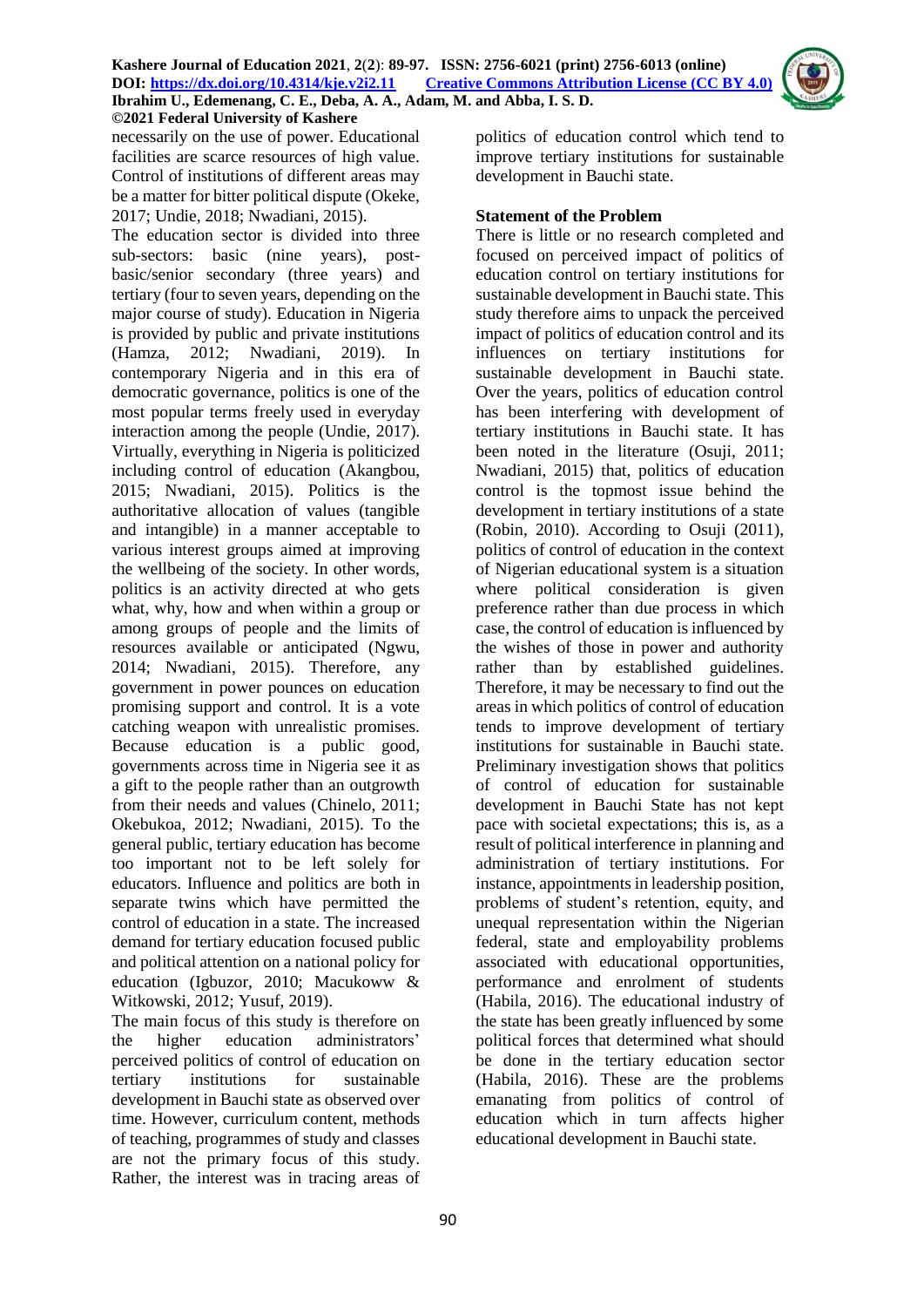necessarily on the use of power. Educational facilities are scarce resources of high value. Control of institutions of different areas may be a matter for bitter political dispute (Okeke, 2017; Undie, 2018; Nwadiani, 2015).

The education sector is divided into three sub-sectors: basic (nine years), post-basic/senior secondary (three years) and tertiary (four to seven years, depending on the major course of study). Education in Nigeria is provided by public and private institutions (Hamza, 2012; Nwadiani, 2019). In contemporary Nigeria and in this era of democratic governance, politics is one of the most popular terms freely used in everyday interaction among the people (Undie, 2017). Virtually, everything in Nigeria is politicized including control of education (Akangbou, 2015; Nwadiani, 2015). Politics is the authoritative allocation of values (tangible and intangible) in a manner acceptable to various interest groups aimed at improving the wellbeing of the society. In other words, politics is an activity directed at who gets what, why, how and when within a group or among groups of people and the limits of resources available or anticipated (Ngwu, 2014; Nwadiani, 2015). Therefore, any government in power pounces on education promising support and control. It is a vote catching weapon with unrealistic promises. Because education is a public good, governments across time in Nigeria see it as a gift to the people rather than an outgrowth from their needs and values (Chinelo, 2011; Okebukoa, 2012; Nwadiani, 2015). To the general public, tertiary education has become too important not to be left solely for educators. Influence and politics are both in separate twins which have permitted the control of education in a state. The increased demand for tertiary education focused public and political attention on a national policy for education (Igbuzor, 2010; Macukoww & Witkowski, 2012; Yusuf, 2019).

The main focus of this study is therefore on the higher education administrators' perceived politics of control of education on tertiary institutions for sustainable development in Bauchi state as observed over time. However, curriculum content, methods of teaching, programmes of study and classes are not the primary focus of this study. Rather, the interest was in tracing areas of politics of education control which tend to improve tertiary institutions for sustainable development in Bauchi state.

## Statement of the Problem

There is little or no research completed and focused on perceived impact of politics of education control on tertiary institutions for sustainable development in Bauchi state. This study therefore aims to unpack the perceived impact of politics of education control and its influences on tertiary institutions for sustainable development in Bauchi state. Over the years, politics of education control has been interfering with development of tertiary institutions in Bauchi state. It has been noted in the literature (Osuji, 2011; Nwadiani, 2015) that, politics of education control is the topmost issue behind the development in tertiary institutions of a state (Robin, 2010). According to Osuji (2011), politics of control of education in the context of Nigerian educational system is a situation where political consideration is given preference rather than due process in which case, the control of education is influenced by the wishes of those in power and authority rather than by established guidelines. Therefore, it may be necessary to find out the areas in which politics of control of education tends to improve development of tertiary institutions for sustainable in Bauchi state. Preliminary investigation shows that politics of control of education for sustainable development in Bauchi State has not kept pace with societal expectations; this is, as a result of political interference in planning and administration of tertiary institutions. For instance, appointments in leadership position, problems of student's retention, equity, and unequal representation within the Nigerian federal, state and employability problems associated with educational opportunities, performance and enrolment of students (Habila, 2016). The educational industry of the state has been greatly influenced by some political forces that determined what should be done in the tertiary education sector (Habila, 2016). These are the problems emanating from politics of control of education which in turn affects higher educational development in Bauchi state.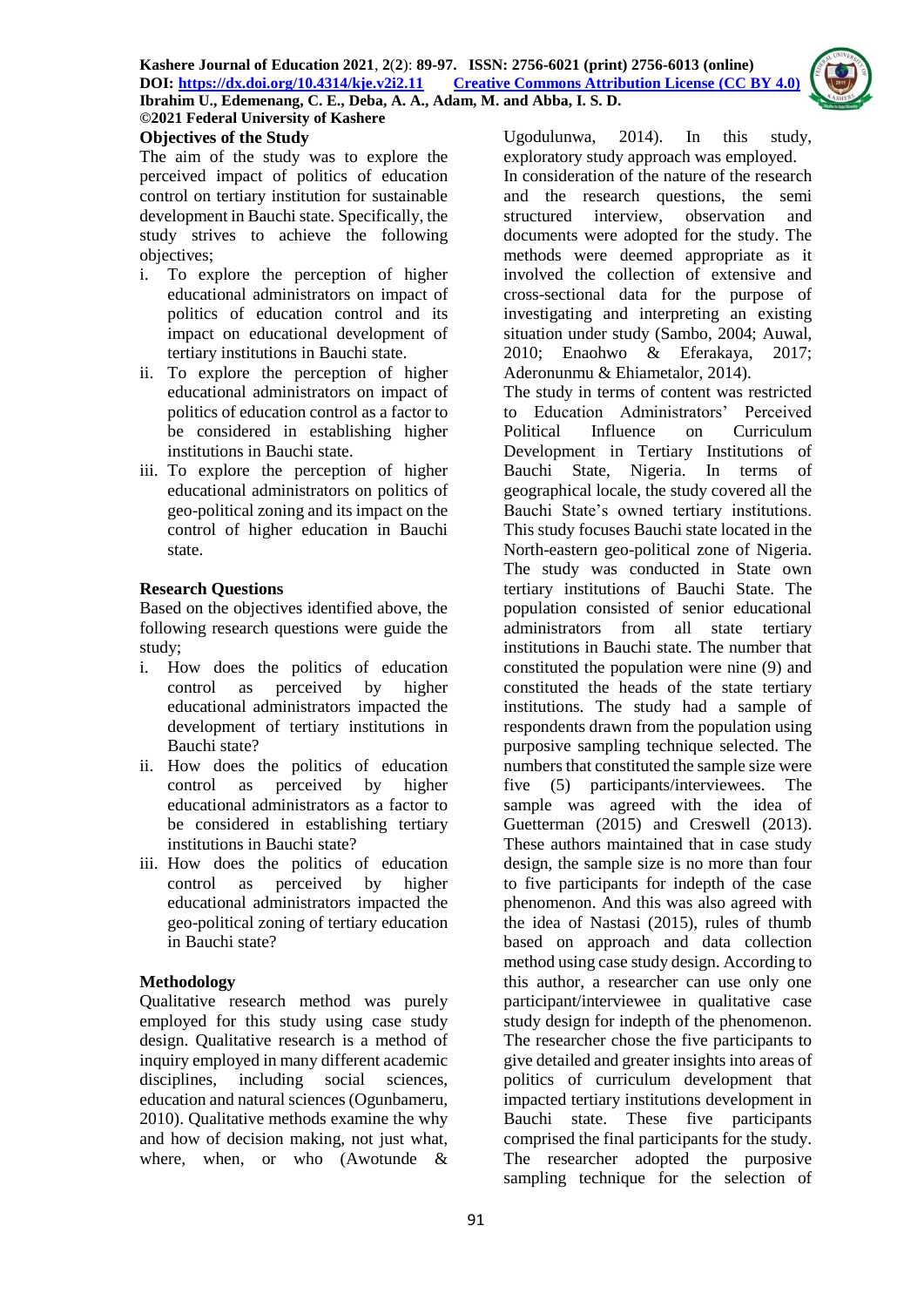## Objectives of the Study

The aim of the study was to explore the perceived impact of politics of education control on tertiary institution for sustainable development in Bauchi state. Specifically, the study strives to achieve the following objectives;

i. To explore the perception of higher educational administrators on impact of politics of education control and its impact on educational development of tertiary institutions in Bauchi state.
ii. To explore the perception of higher educational administrators on impact of politics of education control as a factor to be considered in establishing higher institutions in Bauchi state.
iii. To explore the perception of higher educational administrators on politics of geo-political zoning and its impact on the control of higher education in Bauchi state.

## Research Questions

Based on the objectives identified above, the following research questions were guide the study;

i. How does the politics of education control as perceived by higher educational administrators impacted the development of tertiary institutions in Bauchi state?
ii. How does the politics of education control as perceived by higher educational administrators as a factor to be considered in establishing tertiary institutions in Bauchi state?
iii. How does the politics of education control as perceived by higher educational administrators impacted the geo-political zoning of tertiary education in Bauchi state?

## Methodology

Qualitative research method was purely employed for this study using case study design. Qualitative research is a method of inquiry employed in many different academic disciplines, including social sciences, education and natural sciences (Ogunbameru, 2010). Qualitative methods examine the why and how of decision making, not just what, where, when, or who (Awotunde & Ugodulunwa, 2014). In this study, exploratory study approach was employed.

In consideration of the nature of the research and the research questions, the semi structured interview, observation and documents were adopted for the study. The methods were deemed appropriate as it involved the collection of extensive and cross-sectional data for the purpose of investigating and interpreting an existing situation under study (Sambo, 2004; Auwal, 2010; Enaohwo & Eferakaya, 2017; Aderonunmu & Ehiametalor, 2014).

The study in terms of content was restricted to Education Administrators' Perceived Political Influence on Curriculum Development in Tertiary Institutions of Bauchi State, Nigeria. In terms of geographical locale, the study covered all the Bauchi State's owned tertiary institutions. This study focuses Bauchi state located in the North-eastern geo-political zone of Nigeria. The study was conducted in State own tertiary institutions of Bauchi State. The population consisted of senior educational administrators from all state tertiary institutions in Bauchi state. The number that constituted the population were nine (9) and constituted the heads of the state tertiary institutions. The study had a sample of respondents drawn from the population using purposive sampling technique selected. The numbers that constituted the sample size were five (5) participants/interviewees. The sample was agreed with the idea of Guetterman (2015) and Creswell (2013). These authors maintained that in case study design, the sample size is no more than four to five participants for indepth of the case phenomenon. And this was also agreed with the idea of Nastasi (2015), rules of thumb based on approach and data collection method using case study design. According to this author, a researcher can use only one participant/interviewee in qualitative case study design for indepth of the phenomenon. The researcher chose the five participants to give detailed and greater insights into areas of politics of curriculum development that impacted tertiary institutions development in Bauchi state. These five participants comprised the final participants for the study. The researcher adopted the purposive sampling technique for the selection of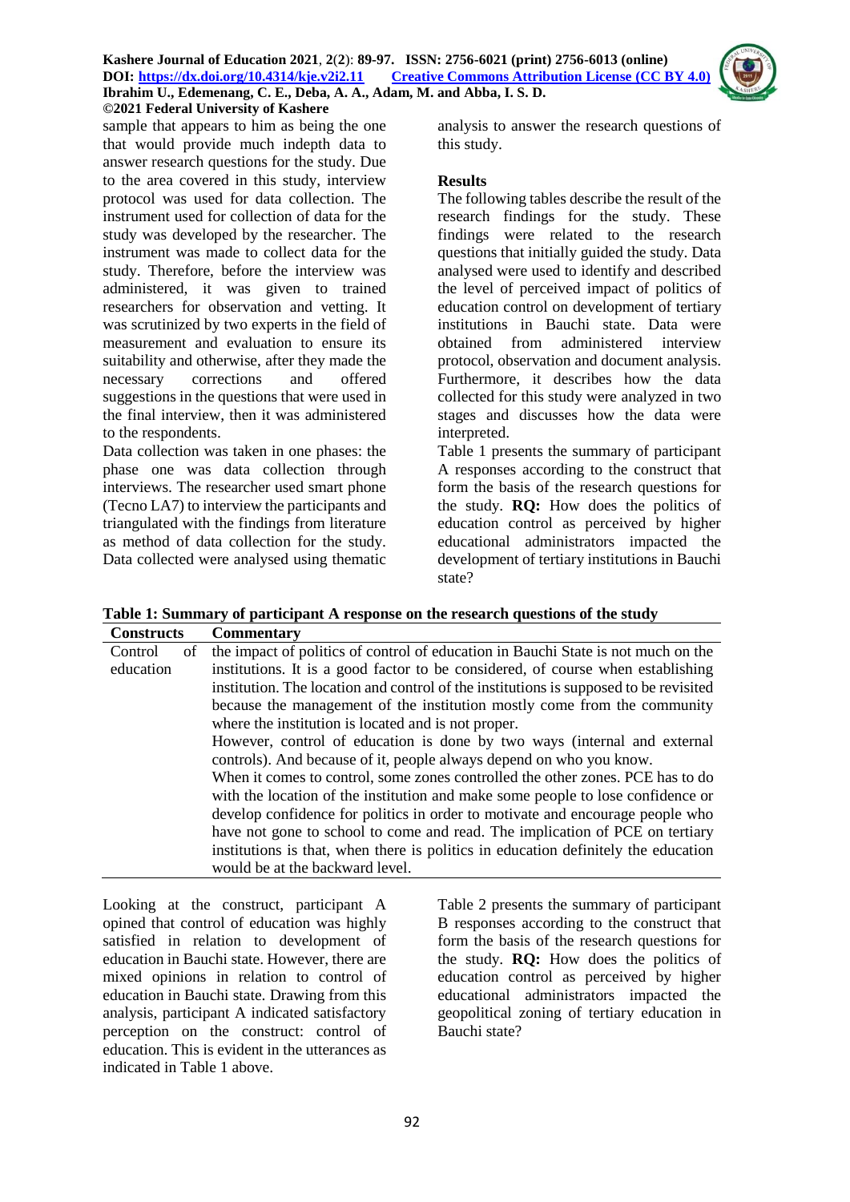sample that appears to him as being the one that would provide much indepth data to answer research questions for the study. Due to the area covered in this study, interview protocol was used for data collection. The instrument used for collection of data for the study was developed by the researcher. The instrument was made to collect data for the study. Therefore, before the interview was administered, it was given to trained researchers for observation and vetting. It was scrutinized by two experts in the field of measurement and evaluation to ensure its suitability and otherwise, after they made the necessary corrections and offered suggestions in the questions that were used in the final interview, then it was administered to the respondents.

Data collection was taken in one phases: the phase one was data collection through interviews. The researcher used smart phone (Tecno LA7) to interview the participants and triangulated with the findings from literature as method of data collection for the study. Data collected were analysed using thematic analysis to answer the research questions of this study.

## Results

The following tables describe the result of the research findings for the study. These findings were related to the research questions that initially guided the study. Data analysed were used to identify and described the level of perceived impact of politics of education control on development of tertiary institutions in Bauchi state. Data were obtained from administered interview protocol, observation and document analysis. Furthermore, it describes how the data collected for this study were analyzed in two stages and discusses how the data were interpreted.

Table 1 presents the summary of participant A responses according to the construct that form the basis of the research questions for the study. **RQ:** How does the politics of education control as perceived by higher educational administrators impacted the development of tertiary institutions in Bauchi state?

**Table 1: Summary of participant A response on the research questions of the study**

| Constructs | Commentary |
|---|---|
| Control of education | the impact of politics of control of education in Bauchi State is not much on the institutions. It is a good factor to be considered, of course when establishing institution. The location and control of the institutions is supposed to be revisited because the management of the institution mostly come from the community where the institution is located and is not proper.<br>However, control of education is done by two ways (internal and external controls). And because of it, people always depend on who you know.<br>When it comes to control, some zones controlled the other zones. PCE has to do with the location of the institution and make some people to lose confidence or develop confidence for politics in order to motivate and encourage people who have not gone to school to come and read. The implication of PCE on tertiary institutions is that, when there is politics in education definitely the education would be at the backward level. |

Looking at the construct, participant A opined that control of education was highly satisfied in relation to development of education in Bauchi state. However, there are mixed opinions in relation to control of education in Bauchi state. Drawing from this analysis, participant A indicated satisfactory perception on the construct: control of education. This is evident in the utterances as indicated in Table 1 above.

Table 2 presents the summary of participant B responses according to the construct that form the basis of the research questions for the study. **RQ:** How does the politics of education control as perceived by higher educational administrators impacted the geopolitical zoning of tertiary education in Bauchi state?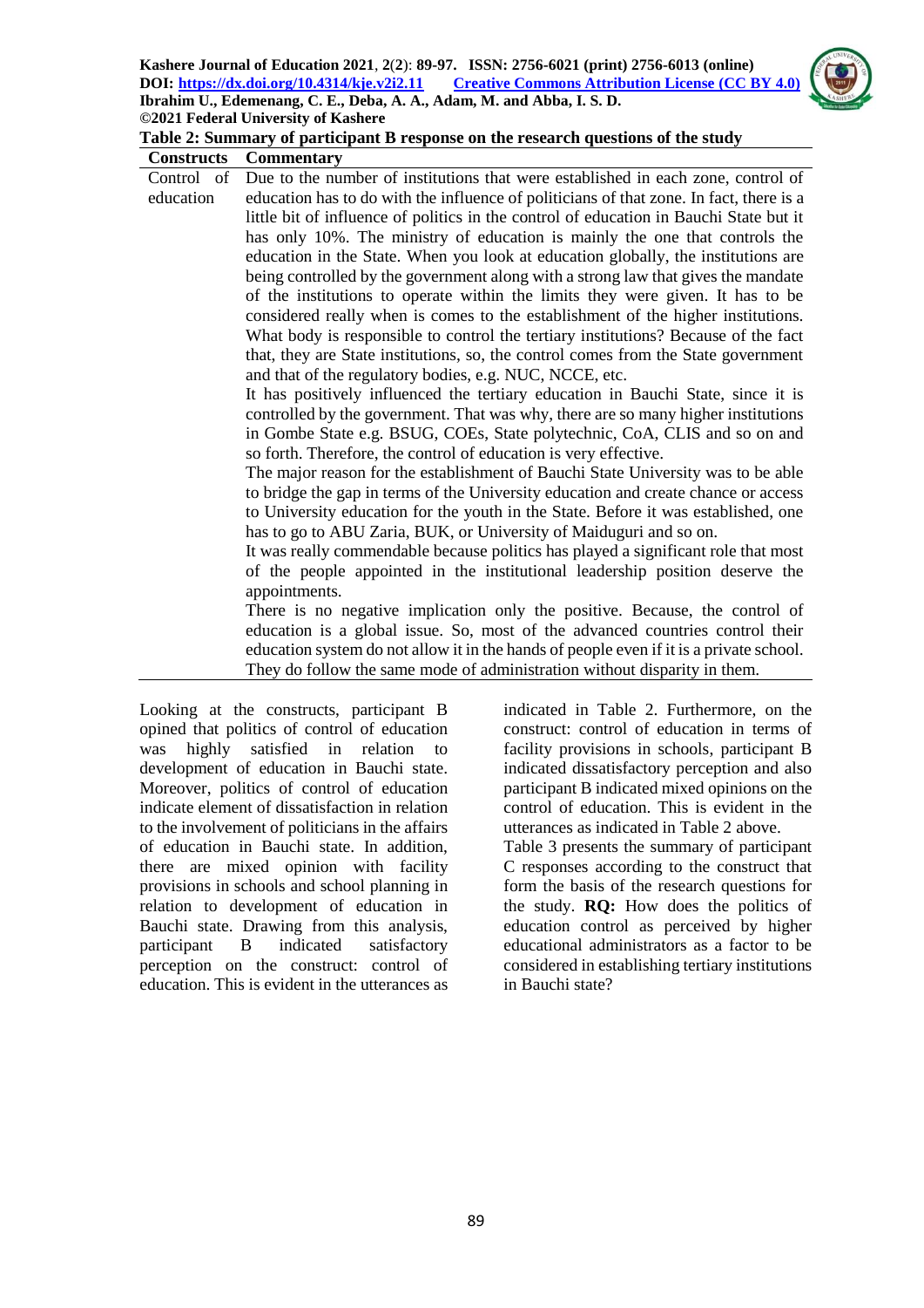**Table 2: Summary of participant B response on the research questions of the study**

| Constructs | Commentary |
|---|---|
| Control of education | Due to the number of institutions that were established in each zone, control of education has to do with the influence of politicians of that zone. In fact, there is a little bit of influence of politics in the control of education in Bauchi State but it has only 10%. The ministry of education is mainly the one that controls the education in the State. When you look at education globally, the institutions are being controlled by the government along with a strong law that gives the mandate of the institutions to operate within the limits they were given. It has to be considered really when is comes to the establishment of the higher institutions. What body is responsible to control the tertiary institutions? Because of the fact that, they are State institutions, so, the control comes from the State government and that of the regulatory bodies, e.g. NUC, NCCE, etc.<br>It has positively influenced the tertiary education in Bauchi State, since it is controlled by the government. That was why, there are so many higher institutions in Gombe State e.g. BSUG, COEs, State polytechnic, CoA, CLIS and so on and so forth. Therefore, the control of education is very effective.<br>The major reason for the establishment of Bauchi State University was to be able to bridge the gap in terms of the University education and create chance or access to University education for the youth in the State. Before it was established, one has to go to ABU Zaria, BUK, or University of Maiduguri and so on.<br>It was really commendable because politics has played a significant role that most of the people appointed in the institutional leadership position deserve the appointments.<br>There is no negative implication only the positive. Because, the control of education is a global issue. So, most of the advanced countries control their education system do not allow it in the hands of people even if it is a private school. They do follow the same mode of administration without disparity in them. |

Looking at the constructs, participant B opined that politics of control of education was highly satisfied in relation to development of education in Bauchi state. Moreover, politics of control of education indicate element of dissatisfaction in relation to the involvement of politicians in the affairs of education in Bauchi state. In addition, there are mixed opinion with facility provisions in schools and school planning in relation to development of education in Bauchi state. Drawing from this analysis, participant B indicated satisfactory perception on the construct: control of education. This is evident in the utterances as indicated in Table 2. Furthermore, on the construct: control of education in terms of facility provisions in schools, participant B indicated dissatisfactory perception and also participant B indicated mixed opinions on the control of education. This is evident in the utterances as indicated in Table 2 above.

Table 3 presents the summary of participant C responses according to the construct that form the basis of the research questions for the study. **RQ:** How does the politics of education control as perceived by higher educational administrators as a factor to be considered in establishing tertiary institutions in Bauchi state?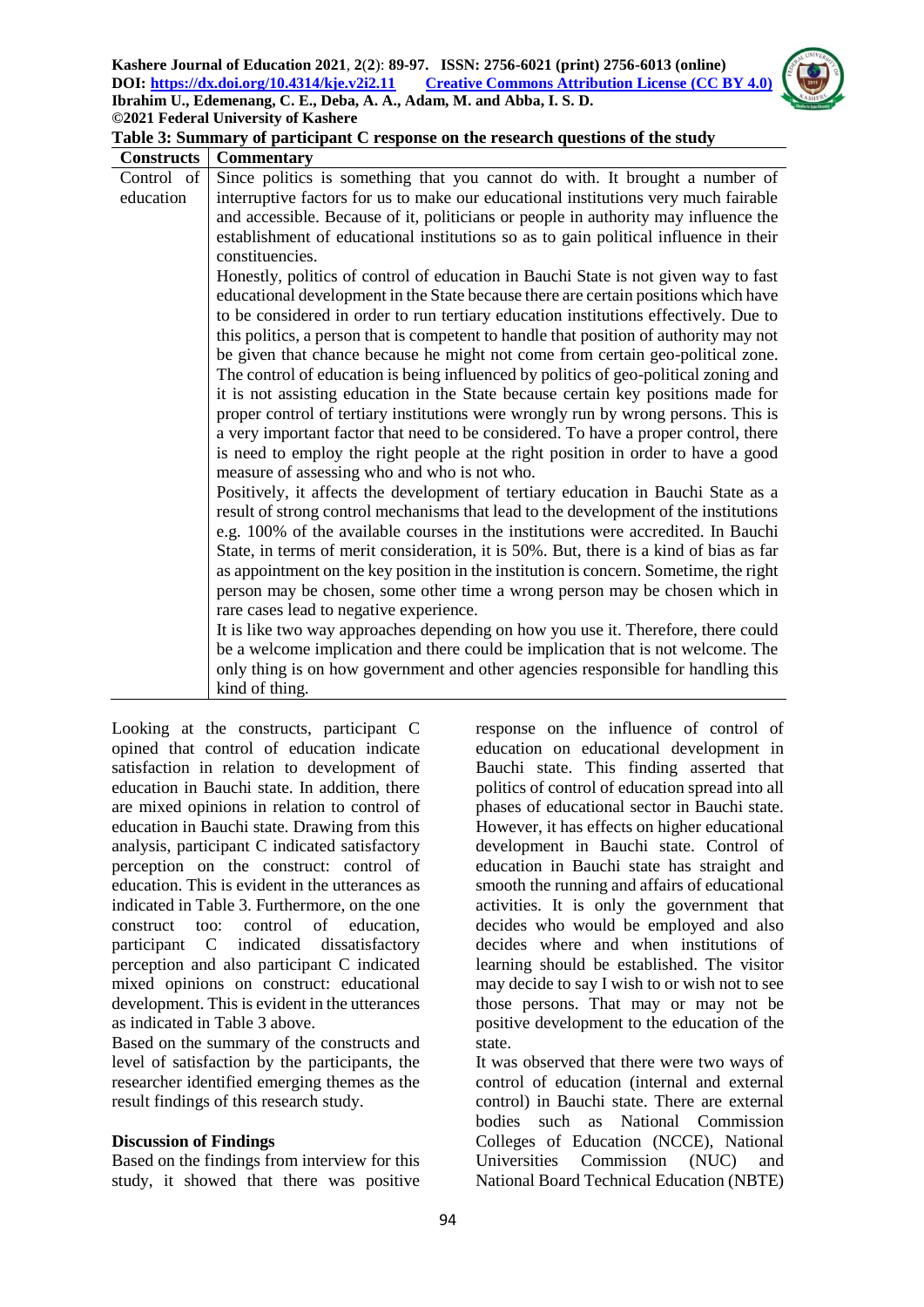**Table 3: Summary of participant C response on the research questions of the study**

| Constructs | Commentary |
|---|---|
| Control of education | Since politics is something that you cannot do with. It brought a number of interruptive factors for us to make our educational institutions very much fairable and accessible. Because of it, politicians or people in authority may influence the establishment of educational institutions so as to gain political influence in their constituencies. Honestly, politics of control of education in Bauchi State is not given way to fast educational development in the State because there are certain positions which have to be considered in order to run tertiary education institutions effectively. Due to this politics, a person that is competent to handle that position of authority may not be given that chance because he might not come from certain geo-political zone. The control of education is being influenced by politics of geo-political zoning and it is not assisting education in the State because certain key positions made for proper control of tertiary institutions were wrongly run by wrong persons. This is a very important factor that need to be considered. To have a proper control, there is need to employ the right people at the right position in order to have a good measure of assessing who and who is not who. Positively, it affects the development of tertiary education in Bauchi State as a result of strong control mechanisms that lead to the development of the institutions e.g. 100% of the available courses in the institutions were accredited. In Bauchi State, in terms of merit consideration, it is 50%. But, there is a kind of bias as far as appointment on the key position in the institution is concern. Sometime, the right person may be chosen, some other time a wrong person may be chosen which in rare cases lead to negative experience. It is like two way approaches depending on how you use it. Therefore, there could be a welcome implication and there could be implication that is not welcome. The only thing is on how government and other agencies responsible for handling this kind of thing. |

Looking at the constructs, participant C opined that control of education indicate satisfaction in relation to development of education in Bauchi state. In addition, there are mixed opinions in relation to control of education in Bauchi state. Drawing from this analysis, participant C indicated satisfactory perception on the construct: control of education. This is evident in the utterances as indicated in Table 3. Furthermore, on the one construct too: control of education, participant C indicated dissatisfactory perception and also participant C indicated mixed opinions on construct: educational development. This is evident in the utterances as indicated in Table 3 above.

Based on the summary of the constructs and level of satisfaction by the participants, the researcher identified emerging themes as the result findings of this research study.

## Discussion of Findings

Based on the findings from interview for this study, it showed that there was positive response on the influence of control of education on educational development in Bauchi state. This finding asserted that politics of control of education spread into all phases of educational sector in Bauchi state. However, it has effects on higher educational development in Bauchi state. Control of education in Bauchi state has straight and smooth the running and affairs of educational activities. It is only the government that decides who would be employed and also decides where and when institutions of learning should be established. The visitor may decide to say I wish to or wish not to see those persons. That may or may not be positive development to the education of the state.

It was observed that there were two ways of control of education (internal and external control) in Bauchi state. There are external bodies such as National Commission Colleges of Education (NCCE), National Universities Commission (NUC) and National Board Technical Education (NBTE)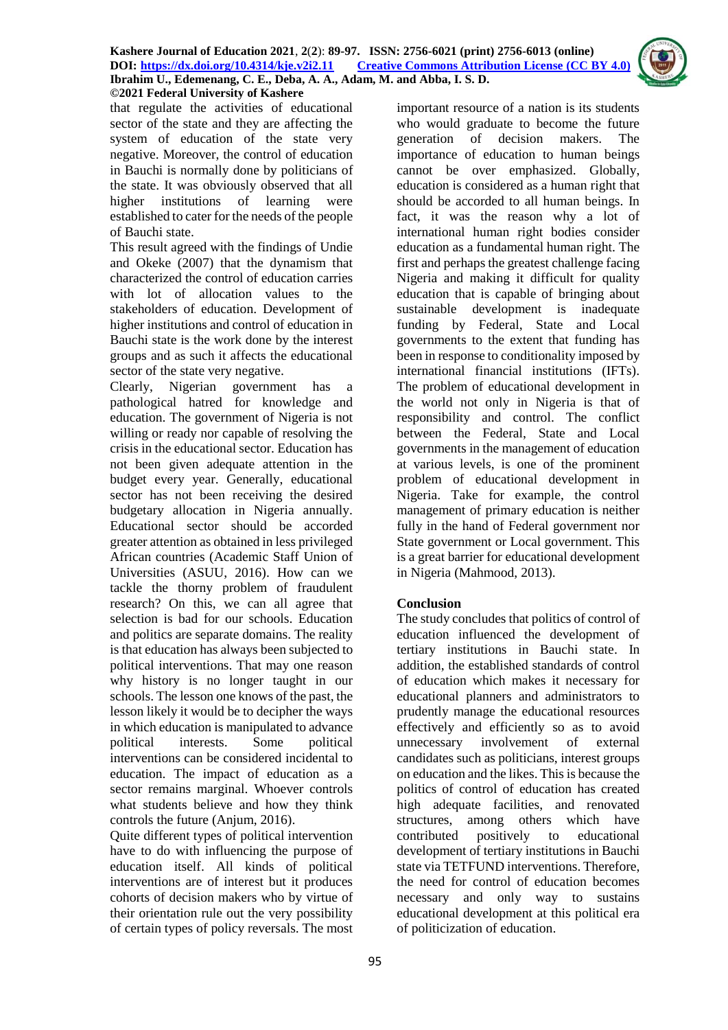that regulate the activities of educational sector of the state and they are affecting the system of education of the state very negative. Moreover, the control of education in Bauchi is normally done by politicians of the state. It was obviously observed that all higher institutions of learning were established to cater for the needs of the people of Bauchi state.

This result agreed with the findings of Undie and Okeke (2007) that the dynamism that characterized the control of education carries with lot of allocation values to the stakeholders of education. Development of higher institutions and control of education in Bauchi state is the work done by the interest groups and as such it affects the educational sector of the state very negative.

Clearly, Nigerian government has a pathological hatred for knowledge and education. The government of Nigeria is not willing or ready nor capable of resolving the crisis in the educational sector. Education has not been given adequate attention in the budget every year. Generally, educational sector has not been receiving the desired budgetary allocation in Nigeria annually. Educational sector should be accorded greater attention as obtained in less privileged African countries (Academic Staff Union of Universities (ASUU, 2016). How can we tackle the thorny problem of fraudulent research? On this, we can all agree that selection is bad for our schools. Education and politics are separate domains. The reality is that education has always been subjected to political interventions. That may one reason why history is no longer taught in our schools. The lesson one knows of the past, the lesson likely it would be to decipher the ways in which education is manipulated to advance political interests. Some political interventions can be considered incidental to education. The impact of education as a sector remains marginal. Whoever controls what students believe and how they think controls the future (Anjum, 2016).

Quite different types of political intervention have to do with influencing the purpose of education itself. All kinds of political interventions are of interest but it produces cohorts of decision makers who by virtue of their orientation rule out the very possibility of certain types of policy reversals. The most important resource of a nation is its students who would graduate to become the future generation of decision makers. The importance of education to human beings cannot be over emphasized. Globally, education is considered as a human right that should be accorded to all human beings. In fact, it was the reason why a lot of international human right bodies consider education as a fundamental human right. The first and perhaps the greatest challenge facing Nigeria and making it difficult for quality education that is capable of bringing about sustainable development is inadequate funding by Federal, State and Local governments to the extent that funding has been in response to conditionality imposed by international financial institutions (IFTs). The problem of educational development in the world not only in Nigeria is that of responsibility and control. The conflict between the Federal, State and Local governments in the management of education at various levels, is one of the prominent problem of educational development in Nigeria. Take for example, the control management of primary education is neither fully in the hand of Federal government nor State government or Local government. This is a great barrier for educational development in Nigeria (Mahmood, 2013).

## Conclusion

The study concludes that politics of control of education influenced the development of tertiary institutions in Bauchi state. In addition, the established standards of control of education which makes it necessary for educational planners and administrators to prudently manage the educational resources effectively and efficiently so as to avoid unnecessary involvement of external candidates such as politicians, interest groups on education and the likes. This is because the politics of control of education has created high adequate facilities, and renovated structures, among others which have contributed positively to educational development of tertiary institutions in Bauchi state via TETFUND interventions. Therefore, the need for control of education becomes necessary and only way to sustains educational development at this political era of politicization of education.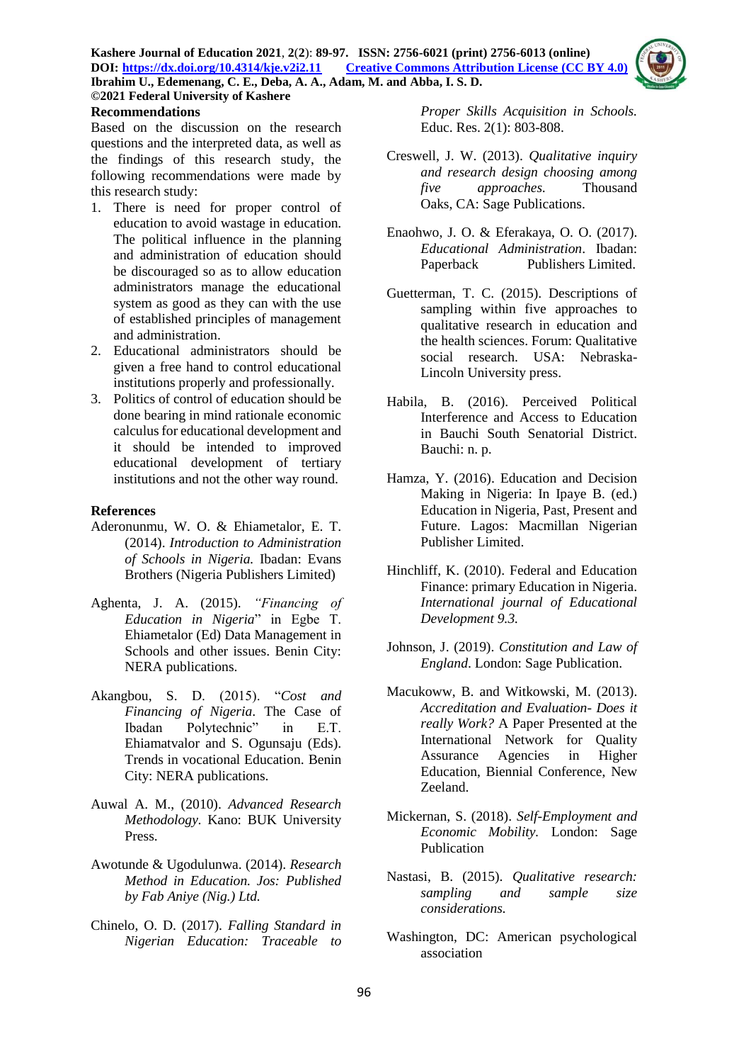## Recommendations

Based on the discussion on the research questions and the interpreted data, as well as the findings of this research study, the following recommendations were made by this research study:

1. There is need for proper control of education to avoid wastage in education. The political influence in the planning and administration of education should be discouraged so as to allow education administrators manage the educational system as good as they can with the use of established principles of management and administration.
2. Educational administrators should be given a free hand to control educational institutions properly and professionally.
3. Politics of control of education should be done bearing in mind rationale economic calculus for educational development and it should be intended to improved educational development of tertiary institutions and not the other way round.

## References

Aderonunmu, W. O. & Ehiametalor, E. T. (2014). *Introduction to Administration of Schools in Nigeria.* Ibadan: Evans Brothers (Nigeria Publishers Limited)

Aghenta, J. A. (2015). *"Financing of Education in Nigeria*" in Egbe T. Ehiametalor (Ed) Data Management in Schools and other issues. Benin City: NERA publications.

Akangbou, S. D. (2015). "*Cost and Financing of Nigeria*. The Case of Ibadan Polytechnic" in E.T. Ehiamatvalor and S. Ogunsaju (Eds). Trends in vocational Education. Benin City: NERA publications.

Auwal A. M., (2010). *Advanced Research Methodology.* Kano: BUK University Press.

Awotunde & Ugodulunwa. (2014). *Research Method in Education. Jos: Published by Fab Aniye (Nig.) Ltd.*

Chinelo, O. D. (2017). *Falling Standard in Nigerian Education: Traceable to Proper Skills Acquisition in Schools.* Educ. Res. 2(1): 803-808.

Creswell, J. W. (2013). *Qualitative inquiry and research design choosing among five approaches.* Thousand Oaks, CA: Sage Publications.

Enaohwo, J. O. & Eferakaya, O. O. (2017). *Educational Administration*. Ibadan: Paperback Publishers Limited.

Guetterman, T. C. (2015). Descriptions of sampling within five approaches to qualitative research in education and the health sciences. Forum: Qualitative social research. USA: Nebraska-Lincoln University press.

Habila, B. (2016). Perceived Political Interference and Access to Education in Bauchi South Senatorial District. Bauchi: n. p.

Hamza, Y. (2016). Education and Decision Making in Nigeria: In Ipaye B. (ed.) Education in Nigeria, Past, Present and Future. Lagos: Macmillan Nigerian Publisher Limited.

Hinchliff, K. (2010). Federal and Education Finance: primary Education in Nigeria. *International journal of Educational Development 9.3.*

Johnson, J. (2019). *Constitution and Law of England*. London: Sage Publication.

Macukoww, B. and Witkowski, M. (2013). *Accreditation and Evaluation- Does it really Work?* A Paper Presented at the International Network for Quality Assurance Agencies in Higher Education, Biennial Conference, New Zeeland.

Mickernan, S. (2018). *Self-Employment and Economic Mobility.* London: Sage Publication

Nastasi, B. (2015). *Qualitative research: sampling and sample size considerations.*

Washington, DC: American psychological association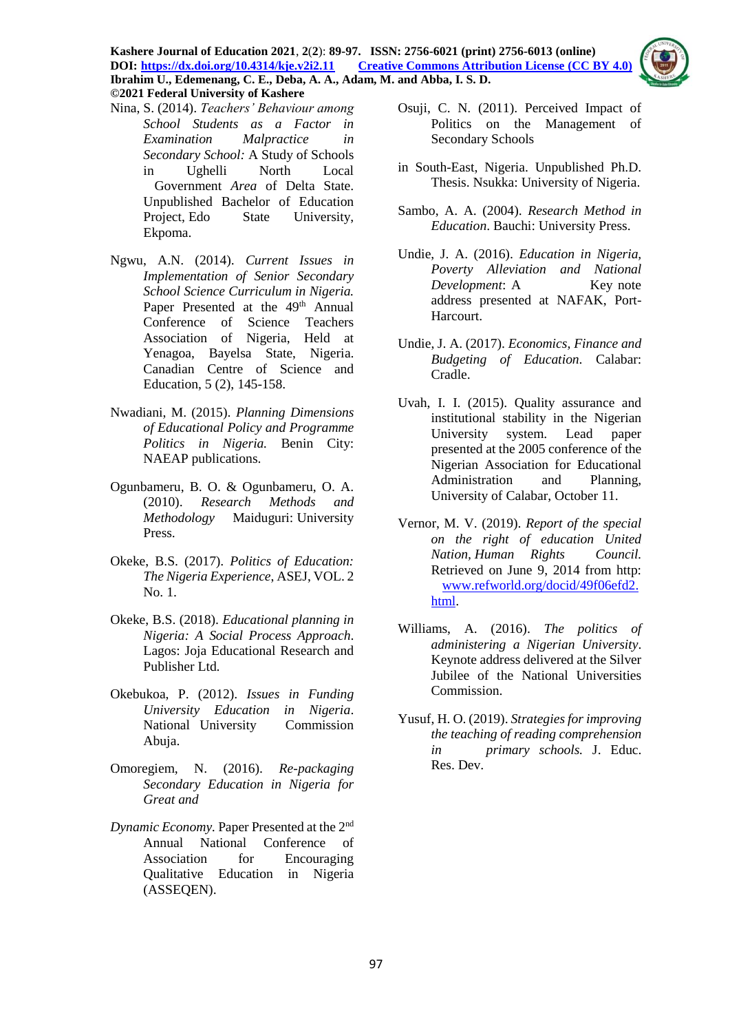Nina, S. (2014). *Teachers' Behaviour among School Students as a Factor in Examination Malpractice in Secondary School:* A Study of Schools in Ughelli North Local Government *Area* of Delta State. Unpublished Bachelor of Education Project, Edo State University, Ekpoma.

Ngwu, A.N. (2014). *Current Issues in Implementation of Senior Secondary School Science Curriculum in Nigeria.* Paper Presented at the 49th Annual Conference of Science Teachers Association of Nigeria, Held at Yenagoa, Bayelsa State, Nigeria. Canadian Centre of Science and Education, 5 (2), 145-158.

Nwadiani, M. (2015). *Planning Dimensions of Educational Policy and Programme Politics in Nigeria.* Benin City: NAEAP publications.

Ogunbameru, B. O. & Ogunbameru, O. A. (2010). *Research Methods and Methodology* Maiduguri: University Press.

Okeke, B.S. (2017). *Politics of Education: The Nigeria Experience*, ASEJ, VOL. 2 No. 1.

Okeke, B.S. (2018). *Educational planning in Nigeria: A Social Process Approach*. Lagos: Joja Educational Research and Publisher Ltd.

Okebukoa, P. (2012). *Issues in Funding University Education in Nigeria*. National University Commission Abuja.

Omoregiem, N. (2016). *Re-packaging Secondary Education in Nigeria for Great and Dynamic Economy.* Paper Presented at the 2nd Annual National Conference of Association for Encouraging Qualitative Education in Nigeria (ASSEQEN).

Osuji, C. N. (2011). Perceived Impact of Politics on the Management of Secondary Schools in South-East, Nigeria. Unpublished Ph.D. Thesis. Nsukka: University of Nigeria.

Sambo, A. A. (2004). *Research Method in Education*. Bauchi: University Press.

Undie, J. A. (2016). *Education in Nigeria, Poverty Alleviation and National Development*: A Key note address presented at NAFAK, Port-Harcourt.

Undie, J. A. (2017). *Economics, Finance and Budgeting of Education*. Calabar: Cradle.

Uvah, I. I. (2015). Quality assurance and institutional stability in the Nigerian University system. Lead paper presented at the 2005 conference of the Nigerian Association for Educational Administration and Planning, University of Calabar, October 11.

Vernor, M. V. (2019). *Report of the special on the right of education United Nation, Human Rights Council.* Retrieved on June 9, 2014 from http: www.refworld.org/docid/49f06efd2.html.

Williams, A. (2016). *The politics of administering a Nigerian University*. Keynote address delivered at the Silver Jubilee of the National Universities Commission.

Yusuf, H. O. (2019). *Strategies for improving the teaching of reading comprehension in primary schools.* J. Educ. Res. Dev.